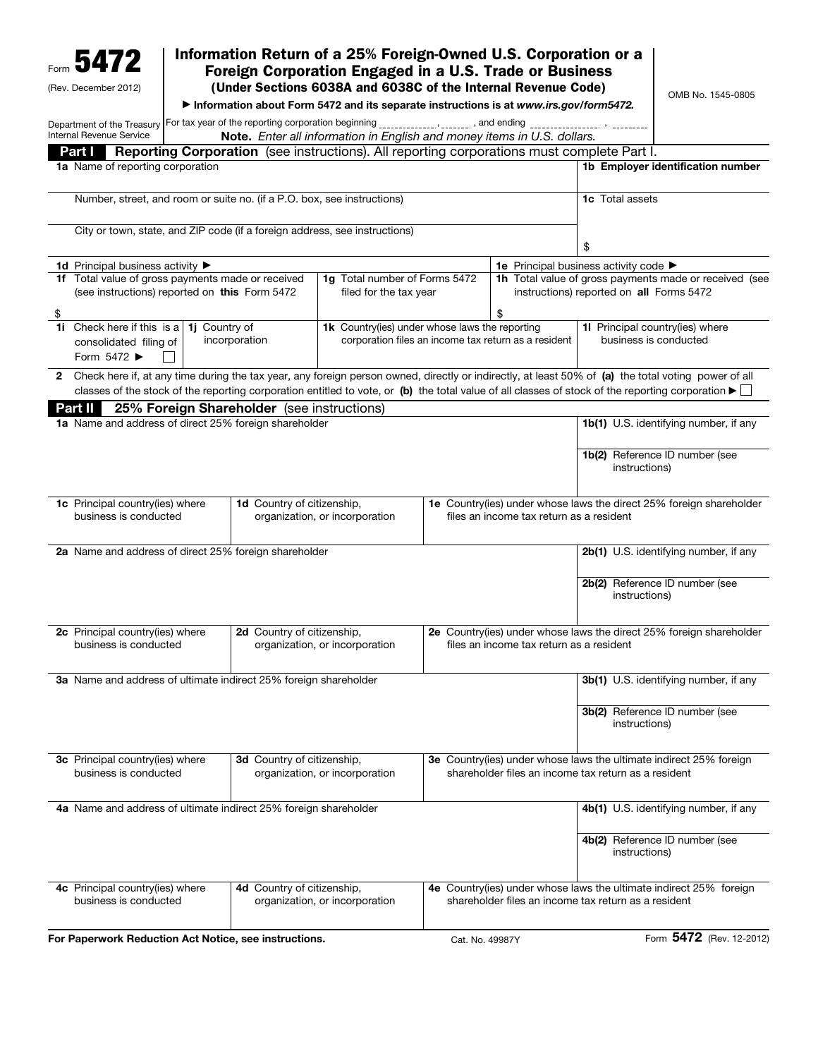Form **5472**

(Rev. December 2012)

Department of the Treasury
Internal Revenue Service

# Information Return of a 25% Foreign-Owned U.S. Corporation or a Foreign Corporation Engaged in a U.S. Trade or Business

**(Under Sections 6038A and 6038C of the Internal Revenue Code)**

▶ **Information about Form 5472 and its separate instructions is at** ***www.irs.gov/form5472.***

OMB No. 1545-0805

For tax year of the reporting corporation beginning ____________ , ______ , and ending ________________ , ________

**Note.** *Enter all information in English and money items in U.S. dollars.*

## Part I Reporting Corporation (see instructions). All reporting corporations must complete Part I.

| | |
|---|---|
| **1a** Name of reporting corporation | **1b Employer identification number** |
| Number, street, and room or suite no. (if a P.O. box, see instructions) | **1c** Total assets |
| City or town, state, and ZIP code (if a foreign address, see instructions) | $ |

| | | |
|---|---|---|
| **1d** Principal business activity ▶ | | **1e** Principal business activity code ▶ |
| **1f** Total value of gross payments made or received (see instructions) reported on **this** Form 5472<br>$ | **1g** Total number of Forms 5472 filed for the tax year | **1h** Total value of gross payments made or received (see instructions) reported on **all** Forms 5472<br>$ |

| | | | |
|---|---|---|---|
| **1i** Check here if this is a consolidated filing of Form 5472 ▶ ☐ | **1j** Country of incorporation | **1k** Country(ies) under whose laws the reporting corporation files an income tax return as a resident | **1l** Principal country(ies) where business is conducted |

**2** Check here if, at any time during the tax year, any foreign person owned, directly or indirectly, at least 50% of **(a)** the total voting power of all classes of the stock of the reporting corporation entitled to vote, or **(b)** the total value of all classes of stock of the reporting corporation ▶ ☐

## Part II 25% Foreign Shareholder (see instructions)

| | |
|---|---|
| **1a** Name and address of direct 25% foreign shareholder | **1b(1)** U.S. identifying number, if any |
| | **1b(2)** Reference ID number (see instructions) |

| | | |
|---|---|---|
| **1c** Principal country(ies) where business is conducted | **1d** Country of citizenship, organization, or incorporation | **1e** Country(ies) under whose laws the direct 25% foreign shareholder files an income tax return as a resident |

| | |
|---|---|
| **2a** Name and address of direct 25% foreign shareholder | **2b(1)** U.S. identifying number, if any |
| | **2b(2)** Reference ID number (see instructions) |

| | | |
|---|---|---|
| **2c** Principal country(ies) where business is conducted | **2d** Country of citizenship, organization, or incorporation | **2e** Country(ies) under whose laws the direct 25% foreign shareholder files an income tax return as a resident |

| | |
|---|---|
| **3a** Name and address of ultimate indirect 25% foreign shareholder | **3b(1)** U.S. identifying number, if any |
| | **3b(2)** Reference ID number (see instructions) |

| | | |
|---|---|---|
| **3c** Principal country(ies) where business is conducted | **3d** Country of citizenship, organization, or incorporation | **3e** Country(ies) under whose laws the ultimate indirect 25% foreign shareholder files an income tax return as a resident |

| | |
|---|---|
| **4a** Name and address of ultimate indirect 25% foreign shareholder | **4b(1)** U.S. identifying number, if any |
| | **4b(2)** Reference ID number (see instructions) |

| | | |
|---|---|---|
| **4c** Principal country(ies) where business is conducted | **4d** Country of citizenship, organization, or incorporation | **4e** Country(ies) under whose laws the ultimate indirect 25% foreign shareholder files an income tax return as a resident |

**For Paperwork Reduction Act Notice, see instructions.** Cat. No. 49987Y Form **5472** (Rev. 12-2012)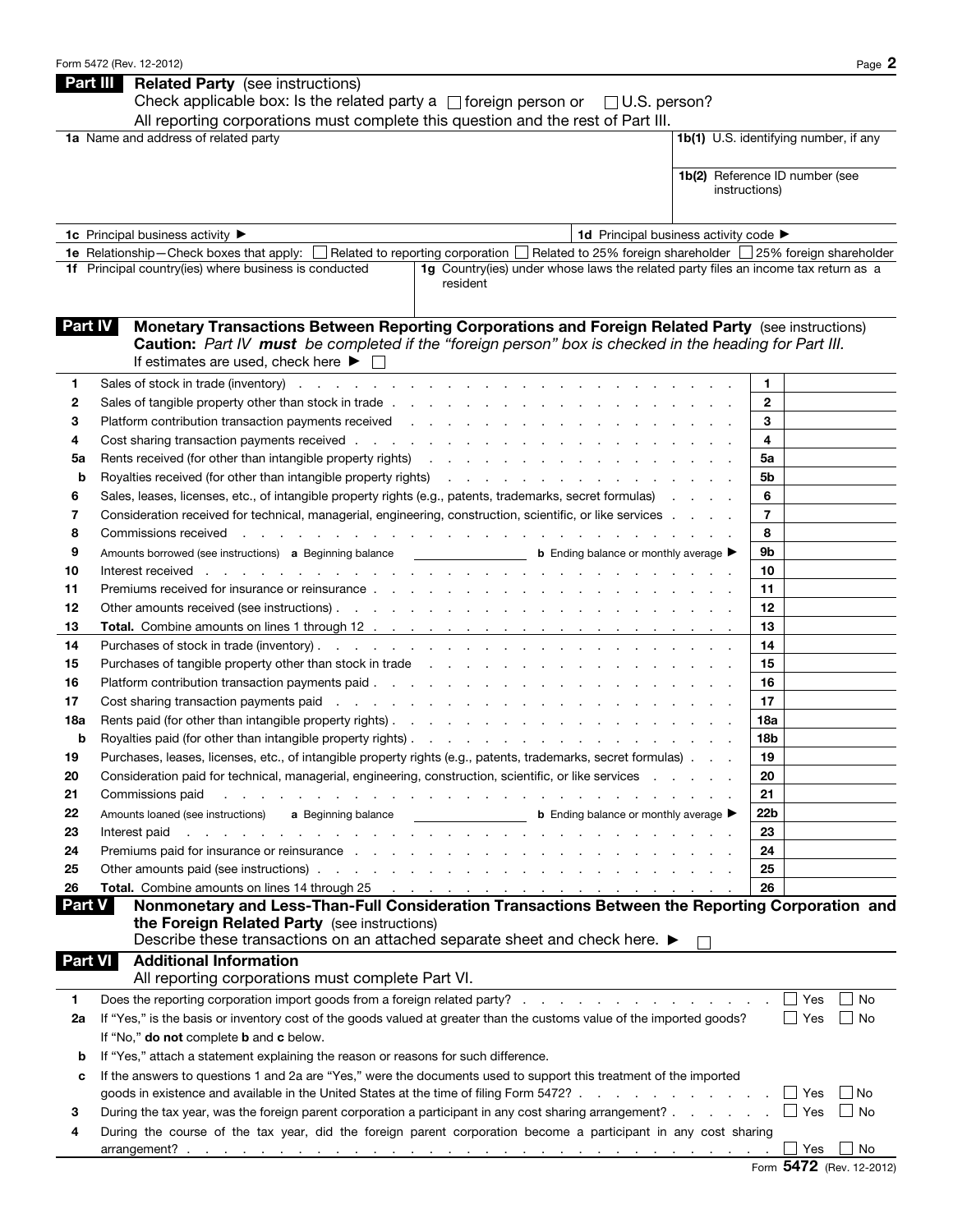## Part III Related Party (see instructions)

Check applicable box: Is the related party a ☐ foreign person or ☐ U.S. person?

All reporting corporations must complete this question and the rest of Part III.

| | |
|---|---|
| **1a** Name and address of related party | **1b(1)** U.S. identifying number, if any |
| | **1b(2)** Reference ID number (see instructions) |
| **1c** Principal business activity ▶ | **1d** Principal business activity code ▶ |

**1e** Relationship—Check boxes that apply: ☐ Related to reporting corporation ☐ Related to 25% foreign shareholder ☐ 25% foreign shareholder

| | |
|---|---|
| **1f** Principal country(ies) where business is conducted | **1g** Country(ies) under whose laws the related party files an income tax return as a resident |

## Part IV Monetary Transactions Between Reporting Corporations and Foreign Related Party (see instructions)

**Caution:** *Part IV* ***must*** *be completed if the "foreign person" box is checked in the heading for Part III.*

If estimates are used, check here ▶ ☐

| | | | |
|---|---|---|---|
| **1** | Sales of stock in trade (inventory) | **1** | |
| **2** | Sales of tangible property other than stock in trade | **2** | |
| **3** | Platform contribution transaction payments received | **3** | |
| **4** | Cost sharing transaction payments received | **4** | |
| **5a** | Rents received (for other than intangible property rights) | **5a** | |
| **b** | Royalties received (for other than intangible property rights) | **5b** | |
| **6** | Sales, leases, licenses, etc., of intangible property rights (e.g., patents, trademarks, secret formulas) | **6** | |
| **7** | Consideration received for technical, managerial, engineering, construction, scientific, or like services | **7** | |
| **8** | Commissions received | **8** | |
| **9** | Amounts borrowed (see instructions) **a** Beginning balance ________ **b** Ending balance or monthly average ▶ | **9b** | |
| **10** | Interest received | **10** | |
| **11** | Premiums received for insurance or reinsurance | **11** | |
| **12** | Other amounts received (see instructions) | **12** | |
| **13** | **Total.** Combine amounts on lines 1 through 12 | **13** | |
| **14** | Purchases of stock in trade (inventory) | **14** | |
| **15** | Purchases of tangible property other than stock in trade | **15** | |
| **16** | Platform contribution transaction payments paid | **16** | |
| **17** | Cost sharing transaction payments paid | **17** | |
| **18a** | Rents paid (for other than intangible property rights) | **18a** | |
| **b** | Royalties paid (for other than intangible property rights) | **18b** | |
| **19** | Purchases, leases, licenses, etc., of intangible property rights (e.g., patents, trademarks, secret formulas) | **19** | |
| **20** | Consideration paid for technical, managerial, engineering, construction, scientific, or like services | **20** | |
| **21** | Commissions paid | **21** | |
| **22** | Amounts loaned (see instructions) **a** Beginning balance ________ **b** Ending balance or monthly average ▶ | **22b** | |
| **23** | Interest paid | **23** | |
| **24** | Premiums paid for insurance or reinsurance | **24** | |
| **25** | Other amounts paid (see instructions) | **25** | |
| **26** | **Total.** Combine amounts on lines 14 through 25 | **26** | |

## Part V Nonmonetary and Less-Than-Full Consideration Transactions Between the Reporting Corporation and the Foreign Related Party (see instructions)

Describe these transactions on an attached separate sheet and check here. ▶ ☐

## Part VI Additional Information

All reporting corporations must complete Part VI.

| | | |
|---|---|---|
| **1** | Does the reporting corporation import goods from a foreign related party? | ☐ Yes ☐ No |
| **2a** | If "Yes," is the basis or inventory cost of the goods valued at greater than the customs value of the imported goods? If "No," **do not** complete **b** and **c** below. | ☐ Yes ☐ No |
| **b** | If "Yes," attach a statement explaining the reason or reasons for such difference. | |
| **c** | If the answers to questions 1 and 2a are "Yes," were the documents used to support this treatment of the imported goods in existence and available in the United States at the time of filing Form 5472? | ☐ Yes ☐ No |
| **3** | During the tax year, was the foreign parent corporation a participant in any cost sharing arrangement? | ☐ Yes ☐ No |
| **4** | During the course of the tax year, did the foreign parent corporation become a participant in any cost sharing arrangement? | ☐ Yes ☐ No |